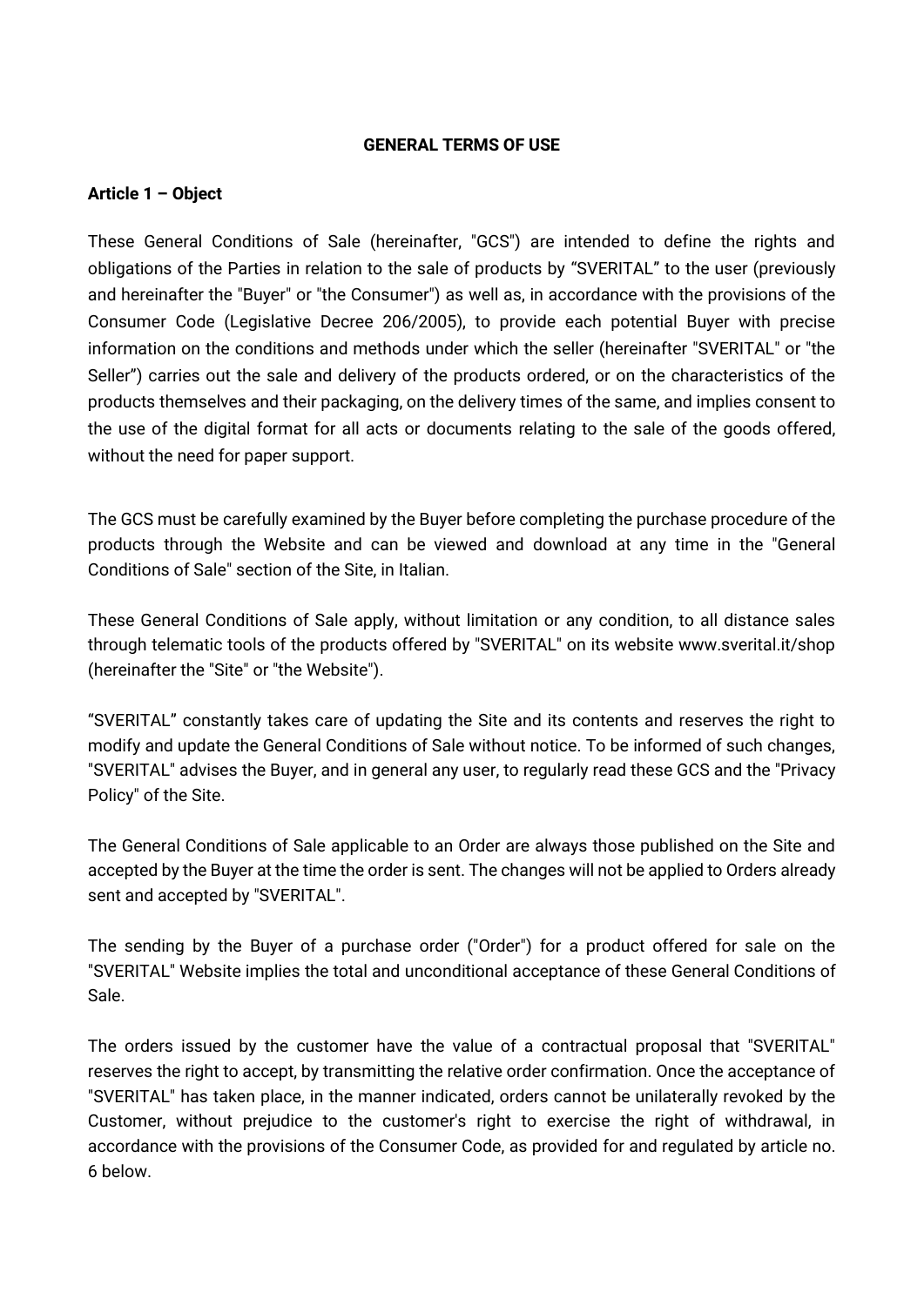# GENERAL TERMS OF USE

## Article 1 – Object

These General Conditions of Sale (hereinafter, "GCS") are intended to define the rights and obligations of the Parties in relation to the sale of products by "SVERITAL" to the user (previously and hereinafter the "Buyer" or "the Consumer") as well as, in accordance with the provisions of the Consumer Code (Legislative Decree 206/2005), to provide each potential Buyer with precise information on the conditions and methods under which the seller (hereinafter "SVERITAL" or "the Seller") carries out the sale and delivery of the products ordered, or on the characteristics of the products themselves and their packaging, on the delivery times of the same, and implies consent to the use of the digital format for all acts or documents relating to the sale of the goods offered, without the need for paper support.

The GCS must be carefully examined by the Buyer before completing the purchase procedure of the products through the Website and can be viewed and download at any time in the "General Conditions of Sale" section of the Site, in Italian.

These General Conditions of Sale apply, without limitation or any condition, to all distance sales through telematic tools of the products offered by "SVERITAL" on its website www.sverital.it/shop (hereinafter the "Site" or "the Website").

"SVERITAL" constantly takes care of updating the Site and its contents and reserves the right to modify and update the General Conditions of Sale without notice. To be informed of such changes, "SVERITAL" advises the Buyer, and in general any user, to regularly read these GCS and the "Privacy Policy" of the Site.

The General Conditions of Sale applicable to an Order are always those published on the Site and accepted by the Buyer at the time the order is sent. The changes will not be applied to Orders already sent and accepted by "SVERITAL".

The sending by the Buyer of a purchase order ("Order") for a product offered for sale on the "SVERITAL" Website implies the total and unconditional acceptance of these General Conditions of Sale.

The orders issued by the customer have the value of a contractual proposal that "SVERITAL" reserves the right to accept, by transmitting the relative order confirmation. Once the acceptance of "SVERITAL" has taken place, in the manner indicated, orders cannot be unilaterally revoked by the Customer, without prejudice to the customer's right to exercise the right of withdrawal, in accordance with the provisions of the Consumer Code, as provided for and regulated by article no. 6 below.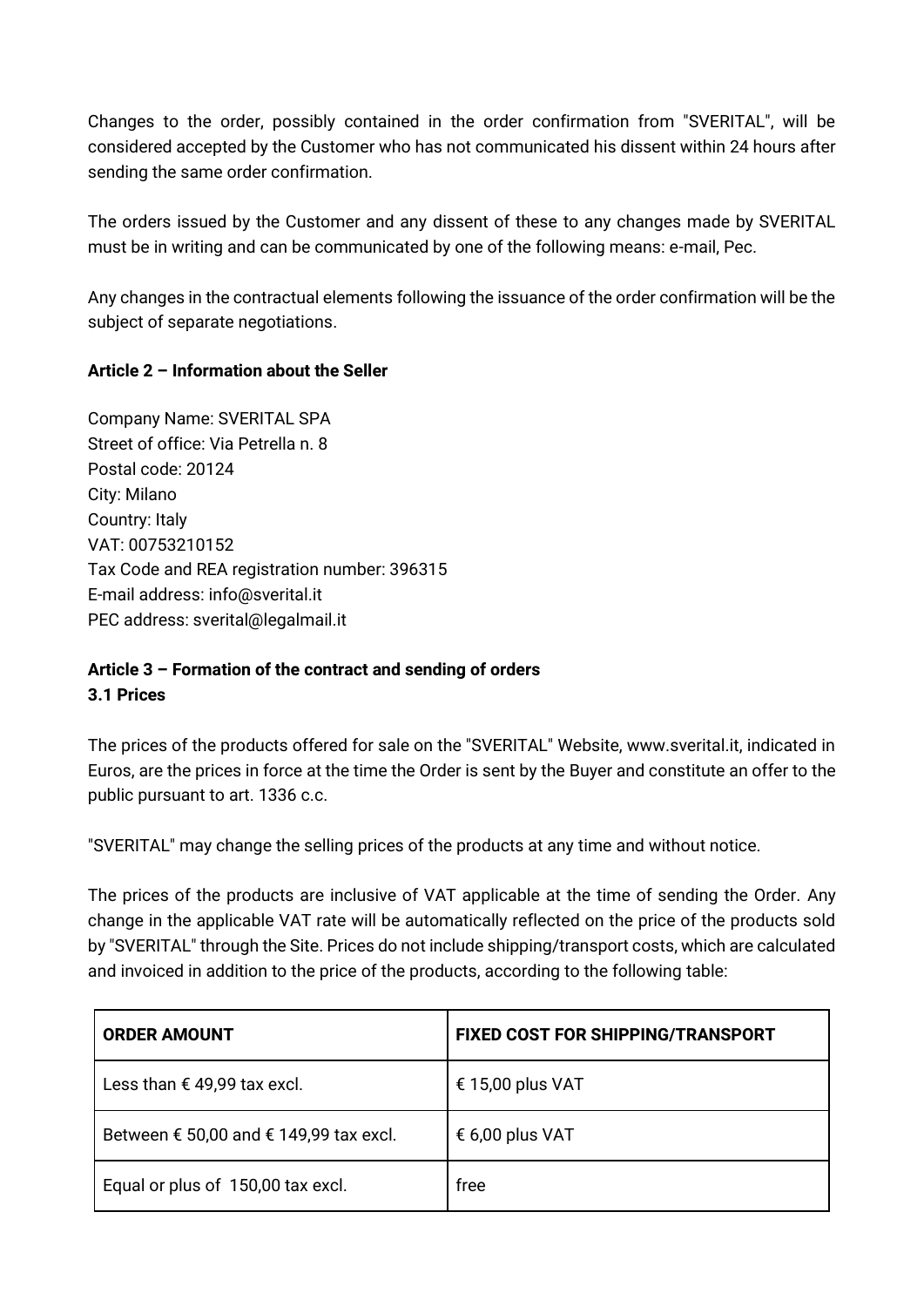Changes to the order, possibly contained in the order confirmation from "SVERITAL", will be considered accepted by the Customer who has not communicated his dissent within 24 hours after sending the same order confirmation.

The orders issued by the Customer and any dissent of these to any changes made by SVERITAL must be in writing and can be communicated by one of the following means: e-mail, Pec.

Any changes in the contractual elements following the issuance of the order confirmation will be the subject of separate negotiations.

## Article 2 – Information about the Seller

Company Name: SVERITAL SPA
Street of office: Via Petrella n. 8
Postal code: 20124
City: Milano
Country: Italy
VAT: 00753210152
Tax Code and REA registration number: 396315
E-mail address: info@sverital.it
PEC address: sverital@legalmail.it

## Article 3 – Formation of the contract and sending of orders

### 3.1 Prices

The prices of the products offered for sale on the "SVERITAL" Website, www.sverital.it, indicated in Euros, are the prices in force at the time the Order is sent by the Buyer and constitute an offer to the public pursuant to art. 1336 c.c.

"SVERITAL" may change the selling prices of the products at any time and without notice.

The prices of the products are inclusive of VAT applicable at the time of sending the Order. Any change in the applicable VAT rate will be automatically reflected on the price of the products sold by "SVERITAL" through the Site. Prices do not include shipping/transport costs, which are calculated and invoiced in addition to the price of the products, according to the following table:

| ORDER AMOUNT | FIXED COST FOR SHIPPING/TRANSPORT |
| --- | --- |
| Less than € 49,99 tax excl. | € 15,00 plus VAT |
| Between € 50,00 and € 149,99 tax excl. | € 6,00 plus VAT |
| Equal or plus of 150,00 tax excl. | free |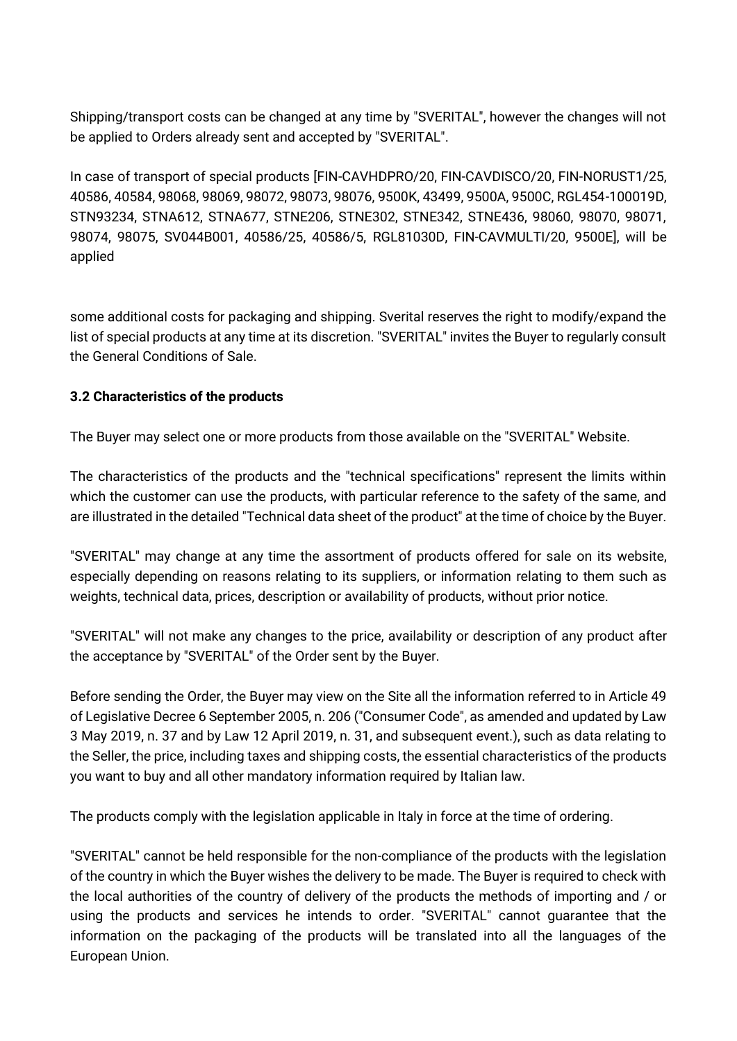Shipping/transport costs can be changed at any time by "SVERITAL", however the changes will not be applied to Orders already sent and accepted by "SVERITAL".

In case of transport of special products [FIN-CAVHDPRO/20, FIN-CAVDISCO/20, FIN-NORUST1/25, 40586, 40584, 98068, 98069, 98072, 98073, 98076, 9500K, 43499, 9500A, 9500C, RGL454-100019D, STN93234, STNA612, STNA677, STNE206, STNE302, STNE342, STNE436, 98060, 98070, 98071, 98074, 98075, SV044B001, 40586/25, 40586/5, RGL81030D, FIN-CAVMULTI/20, 9500E], will be applied

some additional costs for packaging and shipping. Sverital reserves the right to modify/expand the list of special products at any time at its discretion. "SVERITAL" invites the Buyer to regularly consult the General Conditions of Sale.

### 3.2 Characteristics of the products

The Buyer may select one or more products from those available on the "SVERITAL" Website.

The characteristics of the products and the "technical specifications" represent the limits within which the customer can use the products, with particular reference to the safety of the same, and are illustrated in the detailed "Technical data sheet of the product" at the time of choice by the Buyer.

"SVERITAL" may change at any time the assortment of products offered for sale on its website, especially depending on reasons relating to its suppliers, or information relating to them such as weights, technical data, prices, description or availability of products, without prior notice.

"SVERITAL" will not make any changes to the price, availability or description of any product after the acceptance by "SVERITAL" of the Order sent by the Buyer.

Before sending the Order, the Buyer may view on the Site all the information referred to in Article 49 of Legislative Decree 6 September 2005, n. 206 ("Consumer Code", as amended and updated by Law 3 May 2019, n. 37 and by Law 12 April 2019, n. 31, and subsequent event.), such as data relating to the Seller, the price, including taxes and shipping costs, the essential characteristics of the products you want to buy and all other mandatory information required by Italian law.

The products comply with the legislation applicable in Italy in force at the time of ordering.

"SVERITAL" cannot be held responsible for the non-compliance of the products with the legislation of the country in which the Buyer wishes the delivery to be made. The Buyer is required to check with the local authorities of the country of delivery of the products the methods of importing and / or using the products and services he intends to order. "SVERITAL" cannot guarantee that the information on the packaging of the products will be translated into all the languages of the European Union.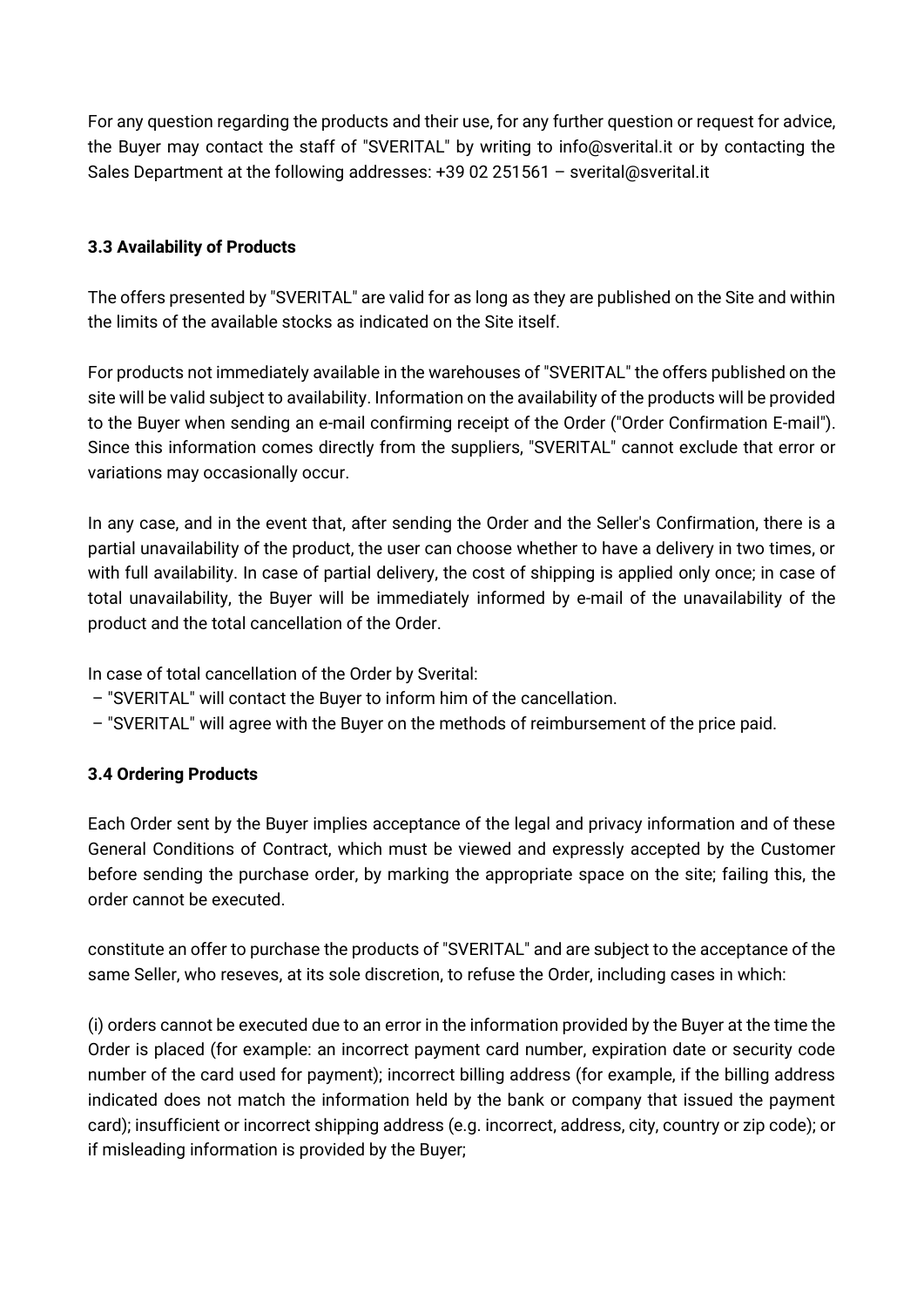For any question regarding the products and their use, for any further question or request for advice, the Buyer may contact the staff of "SVERITAL" by writing to info@sverital.it or by contacting the Sales Department at the following addresses: +39 02 251561 – sverital@sverital.it

### 3.3 Availability of Products

The offers presented by "SVERITAL" are valid for as long as they are published on the Site and within the limits of the available stocks as indicated on the Site itself.

For products not immediately available in the warehouses of "SVERITAL" the offers published on the site will be valid subject to availability. Information on the availability of the products will be provided to the Buyer when sending an e-mail confirming receipt of the Order ("Order Confirmation E-mail"). Since this information comes directly from the suppliers, "SVERITAL" cannot exclude that error or variations may occasionally occur.

In any case, and in the event that, after sending the Order and the Seller's Confirmation, there is a partial unavailability of the product, the user can choose whether to have a delivery in two times, or with full availability. In case of partial delivery, the cost of shipping is applied only once; in case of total unavailability, the Buyer will be immediately informed by e-mail of the unavailability of the product and the total cancellation of the Order.

In case of total cancellation of the Order by Sverital:
– "SVERITAL" will contact the Buyer to inform him of the cancellation.
– "SVERITAL" will agree with the Buyer on the methods of reimbursement of the price paid.

### 3.4 Ordering Products

Each Order sent by the Buyer implies acceptance of the legal and privacy information and of these General Conditions of Contract, which must be viewed and expressly accepted by the Customer before sending the purchase order, by marking the appropriate space on the site; failing this, the order cannot be executed.

constitute an offer to purchase the products of "SVERITAL" and are subject to the acceptance of the same Seller, who reseves, at its sole discretion, to refuse the Order, including cases in which:

(i) orders cannot be executed due to an error in the information provided by the Buyer at the time the Order is placed (for example: an incorrect payment card number, expiration date or security code number of the card used for payment); incorrect billing address (for example, if the billing address indicated does not match the information held by the bank or company that issued the payment card); insufficient or incorrect shipping address (e.g. incorrect, address, city, country or zip code); or if misleading information is provided by the Buyer;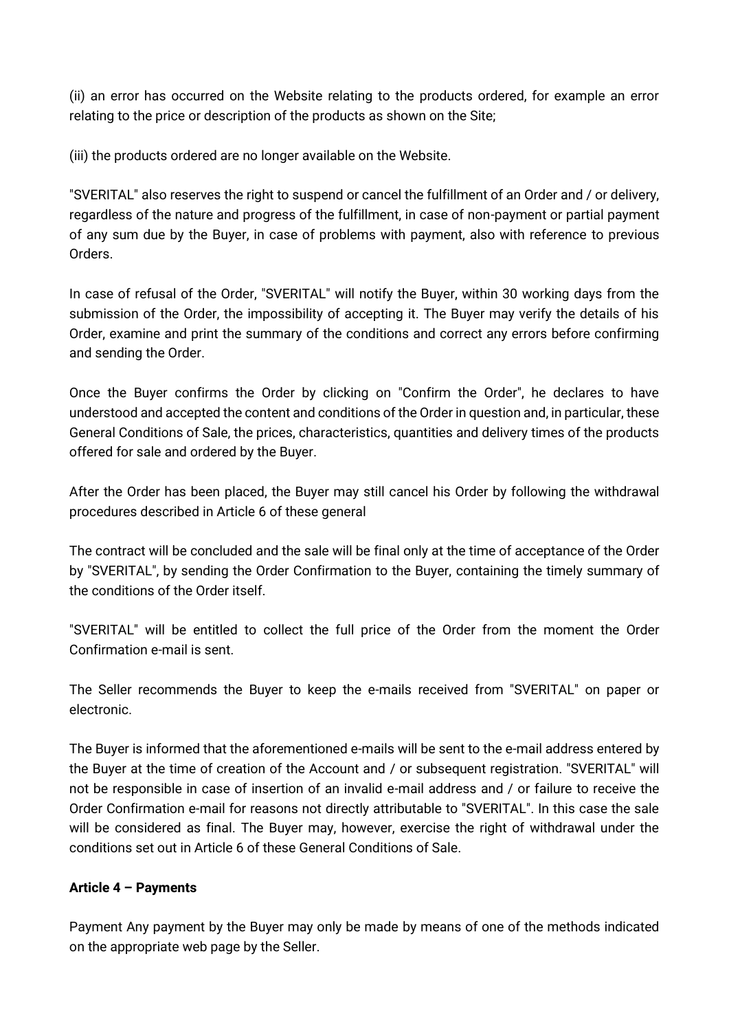(ii) an error has occurred on the Website relating to the products ordered, for example an error relating to the price or description of the products as shown on the Site;

(iii) the products ordered are no longer available on the Website.

"SVERITAL" also reserves the right to suspend or cancel the fulfillment of an Order and / or delivery, regardless of the nature and progress of the fulfillment, in case of non-payment or partial payment of any sum due by the Buyer, in case of problems with payment, also with reference to previous Orders.

In case of refusal of the Order, "SVERITAL" will notify the Buyer, within 30 working days from the submission of the Order, the impossibility of accepting it. The Buyer may verify the details of his Order, examine and print the summary of the conditions and correct any errors before confirming and sending the Order.

Once the Buyer confirms the Order by clicking on "Confirm the Order", he declares to have understood and accepted the content and conditions of the Order in question and, in particular, these General Conditions of Sale, the prices, characteristics, quantities and delivery times of the products offered for sale and ordered by the Buyer.

After the Order has been placed, the Buyer may still cancel his Order by following the withdrawal procedures described in Article 6 of these general

The contract will be concluded and the sale will be final only at the time of acceptance of the Order by "SVERITAL", by sending the Order Confirmation to the Buyer, containing the timely summary of the conditions of the Order itself.

"SVERITAL" will be entitled to collect the full price of the Order from the moment the Order Confirmation e-mail is sent.

The Seller recommends the Buyer to keep the e-mails received from "SVERITAL" on paper or electronic.

The Buyer is informed that the aforementioned e-mails will be sent to the e-mail address entered by the Buyer at the time of creation of the Account and / or subsequent registration. "SVERITAL" will not be responsible in case of insertion of an invalid e-mail address and / or failure to receive the Order Confirmation e-mail for reasons not directly attributable to "SVERITAL". In this case the sale will be considered as final. The Buyer may, however, exercise the right of withdrawal under the conditions set out in Article 6 of these General Conditions of Sale.

**Article 4 – Payments**

Payment Any payment by the Buyer may only be made by means of one of the methods indicated on the appropriate web page by the Seller.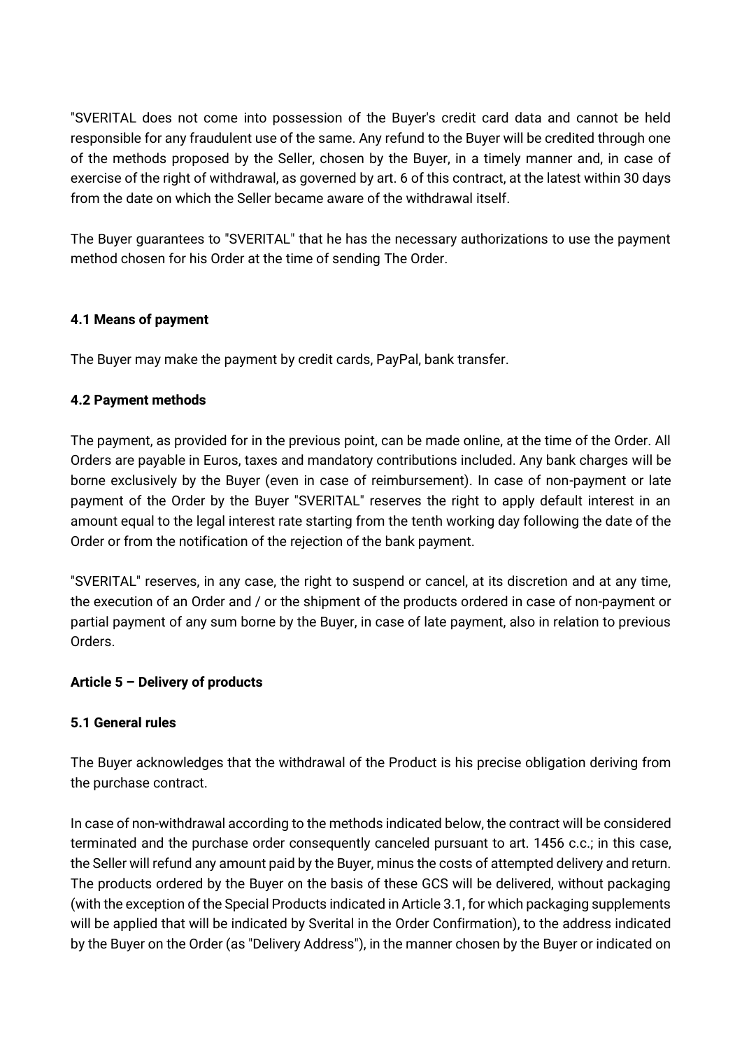"SVERITAL does not come into possession of the Buyer's credit card data and cannot be held responsible for any fraudulent use of the same. Any refund to the Buyer will be credited through one of the methods proposed by the Seller, chosen by the Buyer, in a timely manner and, in case of exercise of the right of withdrawal, as governed by art. 6 of this contract, at the latest within 30 days from the date on which the Seller became aware of the withdrawal itself.

The Buyer guarantees to "SVERITAL" that he has the necessary authorizations to use the payment method chosen for his Order at the time of sending The Order.

**4.1 Means of payment**

The Buyer may make the payment by credit cards, PayPal, bank transfer.

**4.2 Payment methods**

The payment, as provided for in the previous point, can be made online, at the time of the Order. All Orders are payable in Euros, taxes and mandatory contributions included. Any bank charges will be borne exclusively by the Buyer (even in case of reimbursement). In case of non-payment or late payment of the Order by the Buyer "SVERITAL" reserves the right to apply default interest in an amount equal to the legal interest rate starting from the tenth working day following the date of the Order or from the notification of the rejection of the bank payment.

"SVERITAL" reserves, in any case, the right to suspend or cancel, at its discretion and at any time, the execution of an Order and / or the shipment of the products ordered in case of non-payment or partial payment of any sum borne by the Buyer, in case of late payment, also in relation to previous Orders.

**Article 5 – Delivery of products**

**5.1 General rules**

The Buyer acknowledges that the withdrawal of the Product is his precise obligation deriving from the purchase contract.

In case of non-withdrawal according to the methods indicated below, the contract will be considered terminated and the purchase order consequently canceled pursuant to art. 1456 c.c.; in this case, the Seller will refund any amount paid by the Buyer, minus the costs of attempted delivery and return. The products ordered by the Buyer on the basis of these GCS will be delivered, without packaging (with the exception of the Special Products indicated in Article 3.1, for which packaging supplements will be applied that will be indicated by Sverital in the Order Confirmation), to the address indicated by the Buyer on the Order (as "Delivery Address"), in the manner chosen by the Buyer or indicated on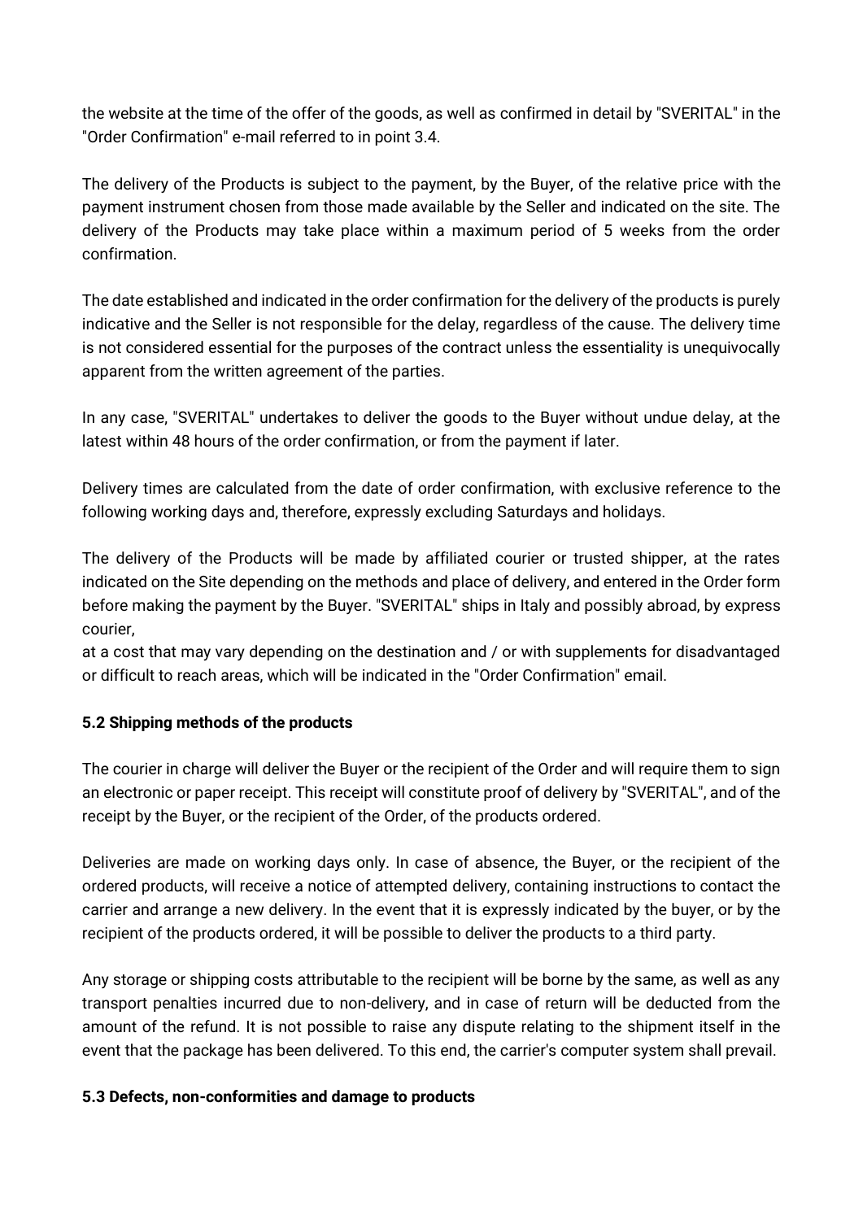the website at the time of the offer of the goods, as well as confirmed in detail by "SVERITAL" in the "Order Confirmation" e-mail referred to in point 3.4.

The delivery of the Products is subject to the payment, by the Buyer, of the relative price with the payment instrument chosen from those made available by the Seller and indicated on the site. The delivery of the Products may take place within a maximum period of 5 weeks from the order confirmation.

The date established and indicated in the order confirmation for the delivery of the products is purely indicative and the Seller is not responsible for the delay, regardless of the cause. The delivery time is not considered essential for the purposes of the contract unless the essentiality is unequivocally apparent from the written agreement of the parties.

In any case, "SVERITAL" undertakes to deliver the goods to the Buyer without undue delay, at the latest within 48 hours of the order confirmation, or from the payment if later.

Delivery times are calculated from the date of order confirmation, with exclusive reference to the following working days and, therefore, expressly excluding Saturdays and holidays.

The delivery of the Products will be made by affiliated courier or trusted shipper, at the rates indicated on the Site depending on the methods and place of delivery, and entered in the Order form before making the payment by the Buyer. "SVERITAL" ships in Italy and possibly abroad, by express courier,
at a cost that may vary depending on the destination and / or with supplements for disadvantaged or difficult to reach areas, which will be indicated in the "Order Confirmation" email.

**5.2 Shipping methods of the products**

The courier in charge will deliver the Buyer or the recipient of the Order and will require them to sign an electronic or paper receipt. This receipt will constitute proof of delivery by "SVERITAL", and of the receipt by the Buyer, or the recipient of the Order, of the products ordered.

Deliveries are made on working days only. In case of absence, the Buyer, or the recipient of the ordered products, will receive a notice of attempted delivery, containing instructions to contact the carrier and arrange a new delivery. In the event that it is expressly indicated by the buyer, or by the recipient of the products ordered, it will be possible to deliver the products to a third party.

Any storage or shipping costs attributable to the recipient will be borne by the same, as well as any transport penalties incurred due to non-delivery, and in case of return will be deducted from the amount of the refund. It is not possible to raise any dispute relating to the shipment itself in the event that the package has been delivered. To this end, the carrier's computer system shall prevail.

**5.3 Defects, non-conformities and damage to products**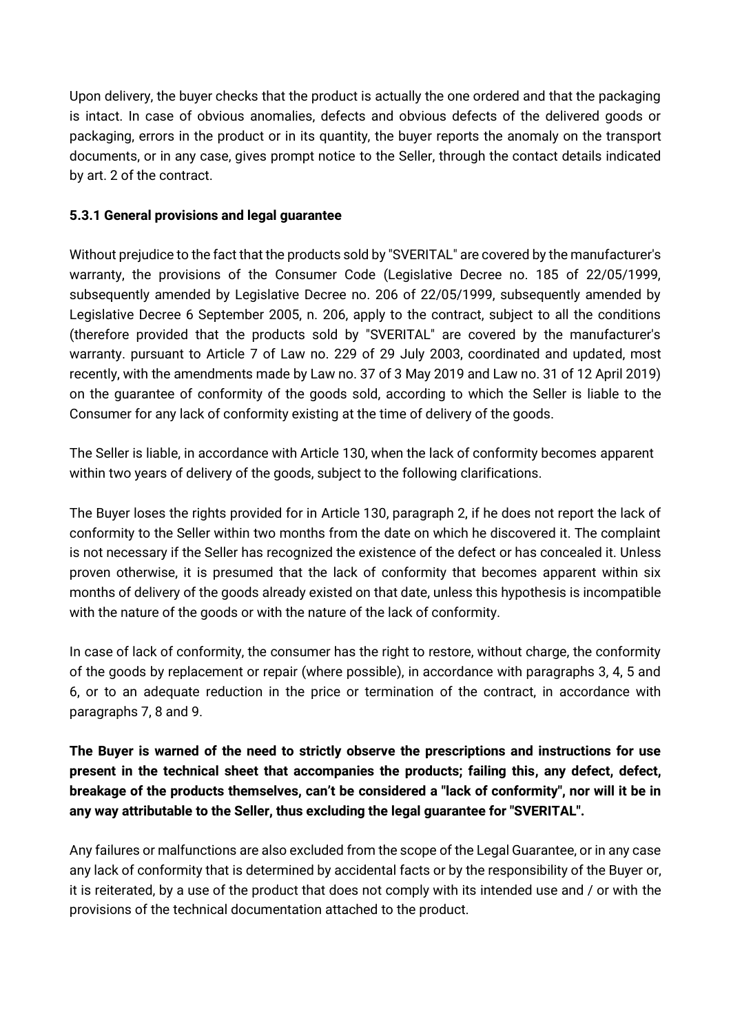Upon delivery, the buyer checks that the product is actually the one ordered and that the packaging is intact. In case of obvious anomalies, defects and obvious defects of the delivered goods or packaging, errors in the product or in its quantity, the buyer reports the anomaly on the transport documents, or in any case, gives prompt notice to the Seller, through the contact details indicated by art. 2 of the contract.

#### 5.3.1 General provisions and legal guarantee

Without prejudice to the fact that the products sold by "SVERITAL" are covered by the manufacturer's warranty, the provisions of the Consumer Code (Legislative Decree no. 185 of 22/05/1999, subsequently amended by Legislative Decree no. 206 of 22/05/1999, subsequently amended by Legislative Decree 6 September 2005, n. 206, apply to the contract, subject to all the conditions (therefore provided that the products sold by "SVERITAL" are covered by the manufacturer's warranty. pursuant to Article 7 of Law no. 229 of 29 July 2003, coordinated and updated, most recently, with the amendments made by Law no. 37 of 3 May 2019 and Law no. 31 of 12 April 2019) on the guarantee of conformity of the goods sold, according to which the Seller is liable to the Consumer for any lack of conformity existing at the time of delivery of the goods.

The Seller is liable, in accordance with Article 130, when the lack of conformity becomes apparent within two years of delivery of the goods, subject to the following clarifications.

The Buyer loses the rights provided for in Article 130, paragraph 2, if he does not report the lack of conformity to the Seller within two months from the date on which he discovered it. The complaint is not necessary if the Seller has recognized the existence of the defect or has concealed it. Unless proven otherwise, it is presumed that the lack of conformity that becomes apparent within six months of delivery of the goods already existed on that date, unless this hypothesis is incompatible with the nature of the goods or with the nature of the lack of conformity.

In case of lack of conformity, the consumer has the right to restore, without charge, the conformity of the goods by replacement or repair (where possible), in accordance with paragraphs 3, 4, 5 and 6, or to an adequate reduction in the price or termination of the contract, in accordance with paragraphs 7, 8 and 9.

**The Buyer is warned of the need to strictly observe the prescriptions and instructions for use present in the technical sheet that accompanies the products; failing this, any defect, defect, breakage of the products themselves, can't be considered a "lack of conformity", nor will it be in any way attributable to the Seller, thus excluding the legal guarantee for "SVERITAL".**

Any failures or malfunctions are also excluded from the scope of the Legal Guarantee, or in any case any lack of conformity that is determined by accidental facts or by the responsibility of the Buyer or, it is reiterated, by a use of the product that does not comply with its intended use and / or with the provisions of the technical documentation attached to the product.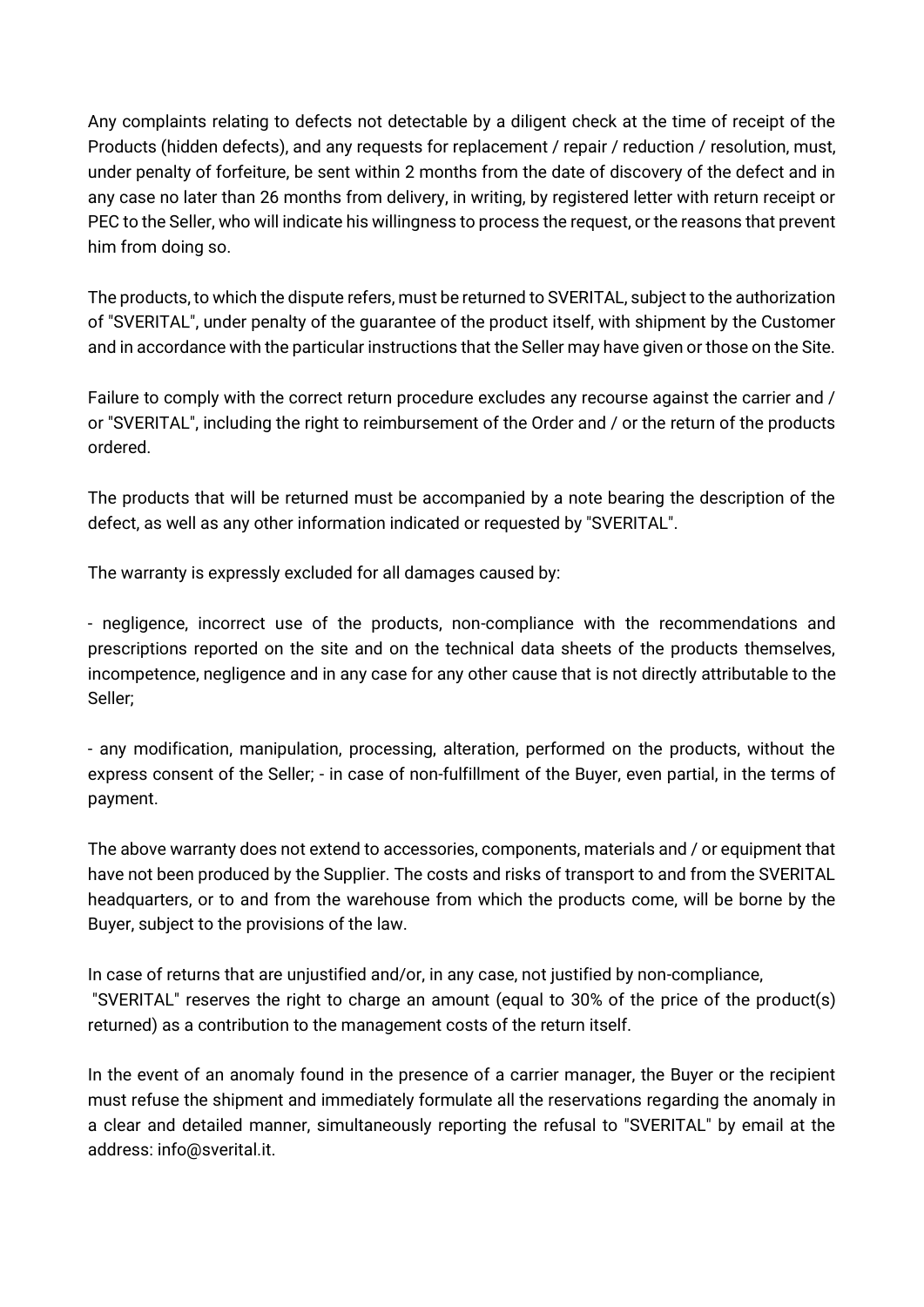Any complaints relating to defects not detectable by a diligent check at the time of receipt of the Products (hidden defects), and any requests for replacement / repair / reduction / resolution, must, under penalty of forfeiture, be sent within 2 months from the date of discovery of the defect and in any case no later than 26 months from delivery, in writing, by registered letter with return receipt or PEC to the Seller, who will indicate his willingness to process the request, or the reasons that prevent him from doing so.

The products, to which the dispute refers, must be returned to SVERITAL, subject to the authorization of "SVERITAL", under penalty of the guarantee of the product itself, with shipment by the Customer and in accordance with the particular instructions that the Seller may have given or those on the Site.

Failure to comply with the correct return procedure excludes any recourse against the carrier and / or "SVERITAL", including the right to reimbursement of the Order and / or the return of the products ordered.

The products that will be returned must be accompanied by a note bearing the description of the defect, as well as any other information indicated or requested by "SVERITAL".

The warranty is expressly excluded for all damages caused by:

- negligence, incorrect use of the products, non-compliance with the recommendations and prescriptions reported on the site and on the technical data sheets of the products themselves, incompetence, negligence and in any case for any other cause that is not directly attributable to the Seller;

- any modification, manipulation, processing, alteration, performed on the products, without the express consent of the Seller; - in case of non-fulfillment of the Buyer, even partial, in the terms of payment.

The above warranty does not extend to accessories, components, materials and / or equipment that have not been produced by the Supplier. The costs and risks of transport to and from the SVERITAL headquarters, or to and from the warehouse from which the products come, will be borne by the Buyer, subject to the provisions of the law.

In case of returns that are unjustified and/or, in any case, not justified by non-compliance,
"SVERITAL" reserves the right to charge an amount (equal to 30% of the price of the product(s) returned) as a contribution to the management costs of the return itself.

In the event of an anomaly found in the presence of a carrier manager, the Buyer or the recipient must refuse the shipment and immediately formulate all the reservations regarding the anomaly in a clear and detailed manner, simultaneously reporting the refusal to "SVERITAL" by email at the address: info@sverital.it.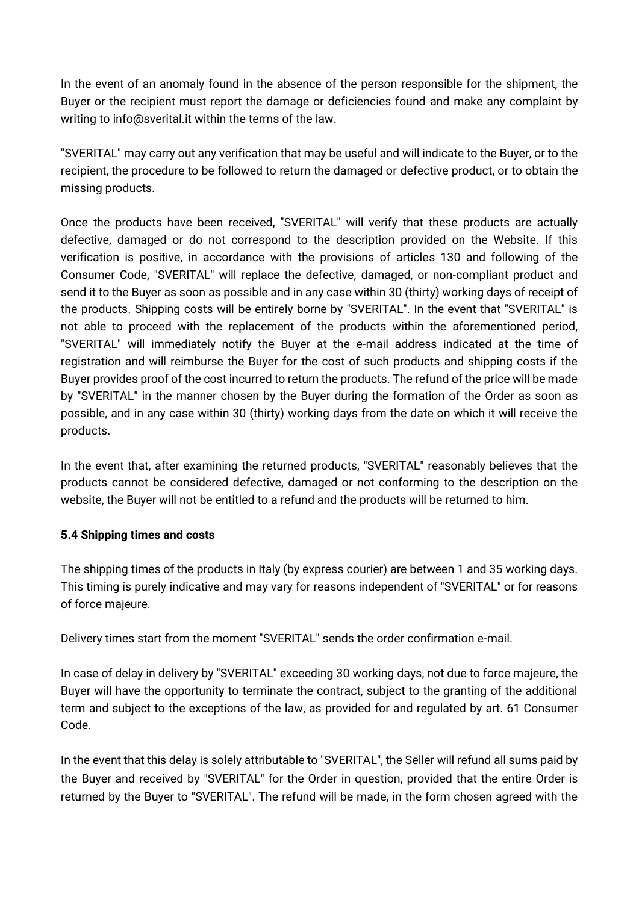In the event of an anomaly found in the absence of the person responsible for the shipment, the Buyer or the recipient must report the damage or deficiencies found and make any complaint by writing to info@sverital.it within the terms of the law.

"SVERITAL" may carry out any verification that may be useful and will indicate to the Buyer, or to the recipient, the procedure to be followed to return the damaged or defective product, or to obtain the missing products.

Once the products have been received, "SVERITAL" will verify that these products are actually defective, damaged or do not correspond to the description provided on the Website. If this verification is positive, in accordance with the provisions of articles 130 and following of the Consumer Code, "SVERITAL" will replace the defective, damaged, or non-compliant product and send it to the Buyer as soon as possible and in any case within 30 (thirty) working days of receipt of the products. Shipping costs will be entirely borne by "SVERITAL". In the event that "SVERITAL" is not able to proceed with the replacement of the products within the aforementioned period, "SVERITAL" will immediately notify the Buyer at the e-mail address indicated at the time of registration and will reimburse the Buyer for the cost of such products and shipping costs if the Buyer provides proof of the cost incurred to return the products. The refund of the price will be made by "SVERITAL" in the manner chosen by the Buyer during the formation of the Order as soon as possible, and in any case within 30 (thirty) working days from the date on which it will receive the products.

In the event that, after examining the returned products, "SVERITAL" reasonably believes that the products cannot be considered defective, damaged or not conforming to the description on the website, the Buyer will not be entitled to a refund and the products will be returned to him.

**5.4 Shipping times and costs**

The shipping times of the products in Italy (by express courier) are between 1 and 35 working days. This timing is purely indicative and may vary for reasons independent of "SVERITAL" or for reasons of force majeure.

Delivery times start from the moment "SVERITAL" sends the order confirmation e-mail.

In case of delay in delivery by "SVERITAL" exceeding 30 working days, not due to force majeure, the Buyer will have the opportunity to terminate the contract, subject to the granting of the additional term and subject to the exceptions of the law, as provided for and regulated by art. 61 Consumer Code.

In the event that this delay is solely attributable to "SVERITAL", the Seller will refund all sums paid by the Buyer and received by "SVERITAL" for the Order in question, provided that the entire Order is returned by the Buyer to "SVERITAL". The refund will be made, in the form chosen agreed with the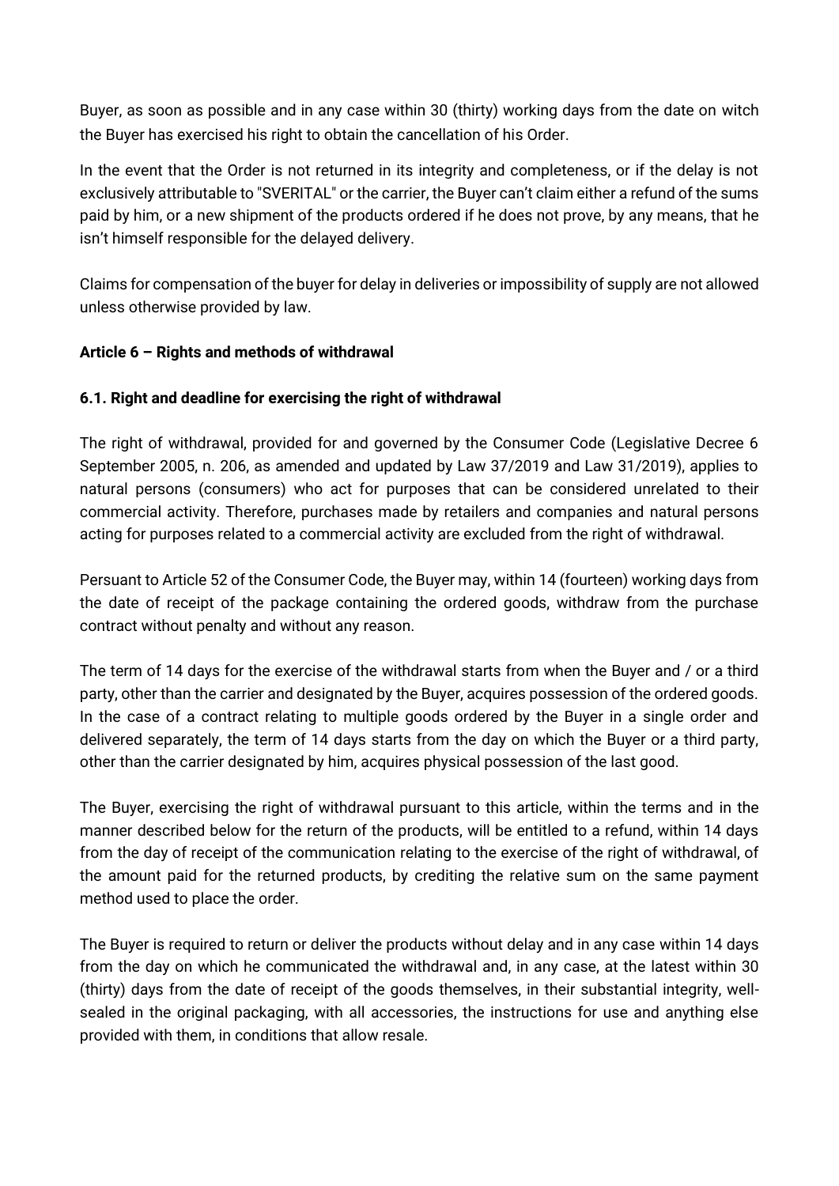Buyer, as soon as possible and in any case within 30 (thirty) working days from the date on witch the Buyer has exercised his right to obtain the cancellation of his Order.

In the event that the Order is not returned in its integrity and completeness, or if the delay is not exclusively attributable to "SVERITAL" or the carrier, the Buyer can't claim either a refund of the sums paid by him, or a new shipment of the products ordered if he does not prove, by any means, that he isn't himself responsible for the delayed delivery.

Claims for compensation of the buyer for delay in deliveries or impossibility of supply are not allowed unless otherwise provided by law.

**Article 6 – Rights and methods of withdrawal**

**6.1. Right and deadline for exercising the right of withdrawal**

The right of withdrawal, provided for and governed by the Consumer Code (Legislative Decree 6 September 2005, n. 206, as amended and updated by Law 37/2019 and Law 31/2019), applies to natural persons (consumers) who act for purposes that can be considered unrelated to their commercial activity. Therefore, purchases made by retailers and companies and natural persons acting for purposes related to a commercial activity are excluded from the right of withdrawal.

Persuant to Article 52 of the Consumer Code, the Buyer may, within 14 (fourteen) working days from the date of receipt of the package containing the ordered goods, withdraw from the purchase contract without penalty and without any reason.

The term of 14 days for the exercise of the withdrawal starts from when the Buyer and / or a third party, other than the carrier and designated by the Buyer, acquires possession of the ordered goods. In the case of a contract relating to multiple goods ordered by the Buyer in a single order and delivered separately, the term of 14 days starts from the day on which the Buyer or a third party, other than the carrier designated by him, acquires physical possession of the last good.

The Buyer, exercising the right of withdrawal pursuant to this article, within the terms and in the manner described below for the return of the products, will be entitled to a refund, within 14 days from the day of receipt of the communication relating to the exercise of the right of withdrawal, of the amount paid for the returned products, by crediting the relative sum on the same payment method used to place the order.

The Buyer is required to return or deliver the products without delay and in any case within 14 days from the day on which he communicated the withdrawal and, in any case, at the latest within 30 (thirty) days from the date of receipt of the goods themselves, in their substantial integrity, well-sealed in the original packaging, with all accessories, the instructions for use and anything else provided with them, in conditions that allow resale.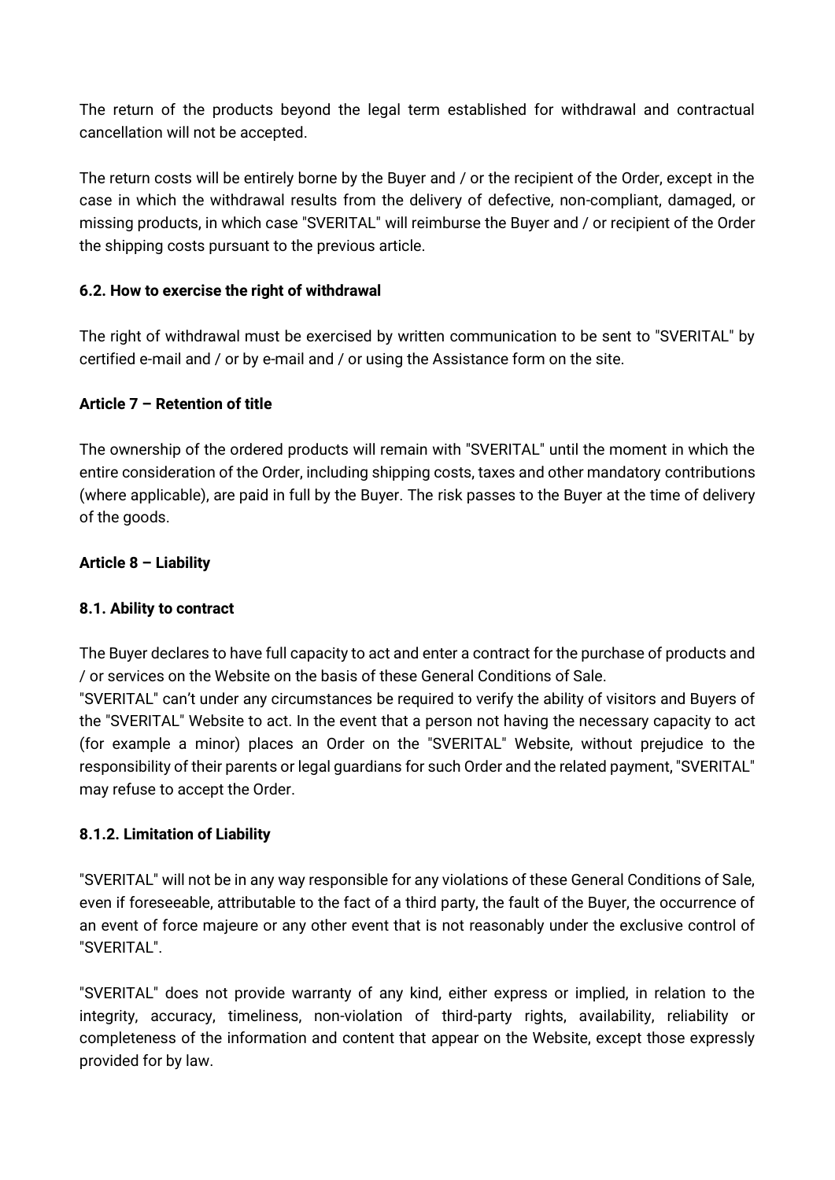The return of the products beyond the legal term established for withdrawal and contractual cancellation will not be accepted.

The return costs will be entirely borne by the Buyer and / or the recipient of the Order, except in the case in which the withdrawal results from the delivery of defective, non-compliant, damaged, or missing products, in which case "SVERITAL" will reimburse the Buyer and / or recipient of the Order the shipping costs pursuant to the previous article.

### 6.2. How to exercise the right of withdrawal

The right of withdrawal must be exercised by written communication to be sent to "SVERITAL" by certified e-mail and / or by e-mail and / or using the Assistance form on the site.

## Article 7 – Retention of title

The ownership of the ordered products will remain with "SVERITAL" until the moment in which the entire consideration of the Order, including shipping costs, taxes and other mandatory contributions (where applicable), are paid in full by the Buyer. The risk passes to the Buyer at the time of delivery of the goods.

## Article 8 – Liability

### 8.1. Ability to contract

The Buyer declares to have full capacity to act and enter a contract for the purchase of products and / or services on the Website on the basis of these General Conditions of Sale.
"SVERITAL" can't under any circumstances be required to verify the ability of visitors and Buyers of the "SVERITAL" Website to act. In the event that a person not having the necessary capacity to act (for example a minor) places an Order on the "SVERITAL" Website, without prejudice to the responsibility of their parents or legal guardians for such Order and the related payment, "SVERITAL" may refuse to accept the Order.

### 8.1.2. Limitation of Liability

"SVERITAL" will not be in any way responsible for any violations of these General Conditions of Sale, even if foreseeable, attributable to the fact of a third party, the fault of the Buyer, the occurrence of an event of force majeure or any other event that is not reasonably under the exclusive control of "SVERITAL".

"SVERITAL" does not provide warranty of any kind, either express or implied, in relation to the integrity, accuracy, timeliness, non-violation of third-party rights, availability, reliability or completeness of the information and content that appear on the Website, except those expressly provided for by law.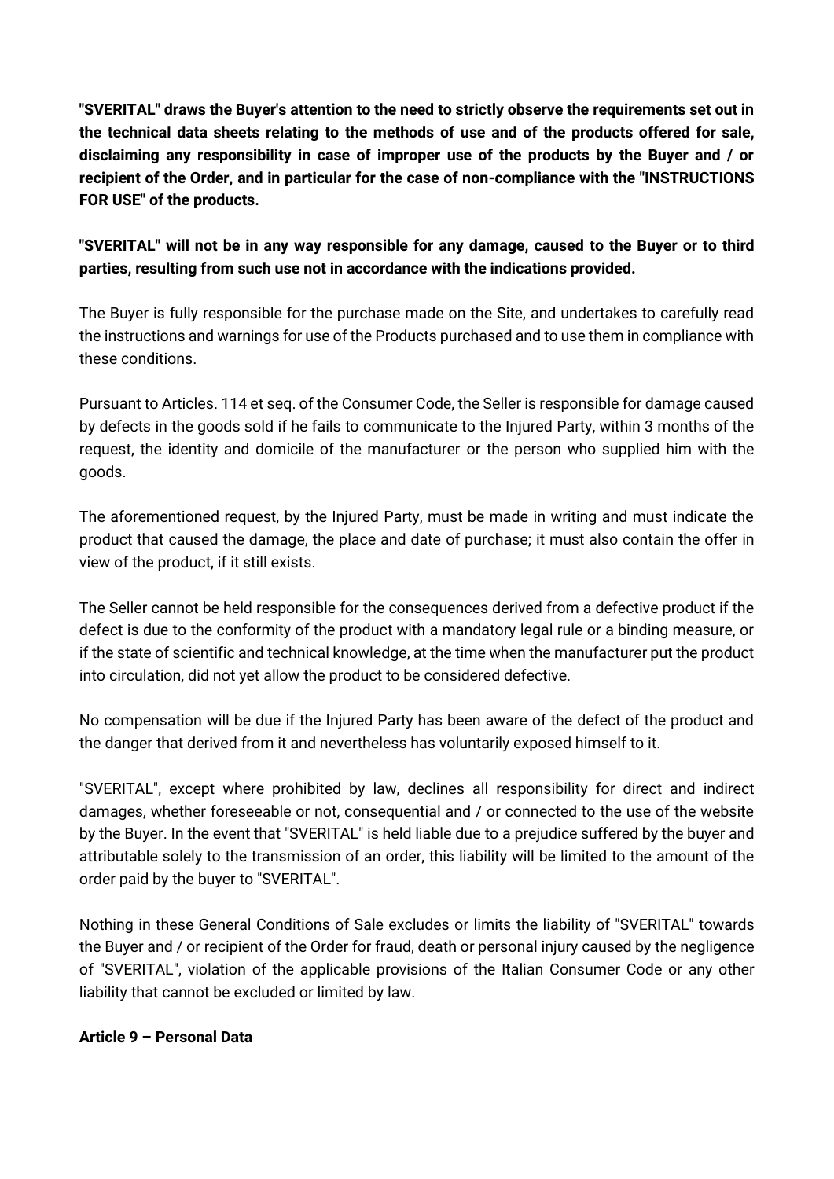**"SVERITAL" draws the Buyer's attention to the need to strictly observe the requirements set out in the technical data sheets relating to the methods of use and of the products offered for sale, disclaiming any responsibility in case of improper use of the products by the Buyer and / or recipient of the Order, and in particular for the case of non-compliance with the "INSTRUCTIONS FOR USE" of the products.**

**"SVERITAL" will not be in any way responsible for any damage, caused to the Buyer or to third parties, resulting from such use not in accordance with the indications provided.**

The Buyer is fully responsible for the purchase made on the Site, and undertakes to carefully read the instructions and warnings for use of the Products purchased and to use them in compliance with these conditions.

Pursuant to Articles. 114 et seq. of the Consumer Code, the Seller is responsible for damage caused by defects in the goods sold if he fails to communicate to the Injured Party, within 3 months of the request, the identity and domicile of the manufacturer or the person who supplied him with the goods.

The aforementioned request, by the Injured Party, must be made in writing and must indicate the product that caused the damage, the place and date of purchase; it must also contain the offer in view of the product, if it still exists.

The Seller cannot be held responsible for the consequences derived from a defective product if the defect is due to the conformity of the product with a mandatory legal rule or a binding measure, or if the state of scientific and technical knowledge, at the time when the manufacturer put the product into circulation, did not yet allow the product to be considered defective.

No compensation will be due if the Injured Party has been aware of the defect of the product and the danger that derived from it and nevertheless has voluntarily exposed himself to it.

"SVERITAL", except where prohibited by law, declines all responsibility for direct and indirect damages, whether foreseeable or not, consequential and / or connected to the use of the website by the Buyer. In the event that "SVERITAL" is held liable due to a prejudice suffered by the buyer and attributable solely to the transmission of an order, this liability will be limited to the amount of the order paid by the buyer to "SVERITAL".

Nothing in these General Conditions of Sale excludes or limits the liability of "SVERITAL" towards the Buyer and / or recipient of the Order for fraud, death or personal injury caused by the negligence of "SVERITAL", violation of the applicable provisions of the Italian Consumer Code or any other liability that cannot be excluded or limited by law.

**Article 9 – Personal Data**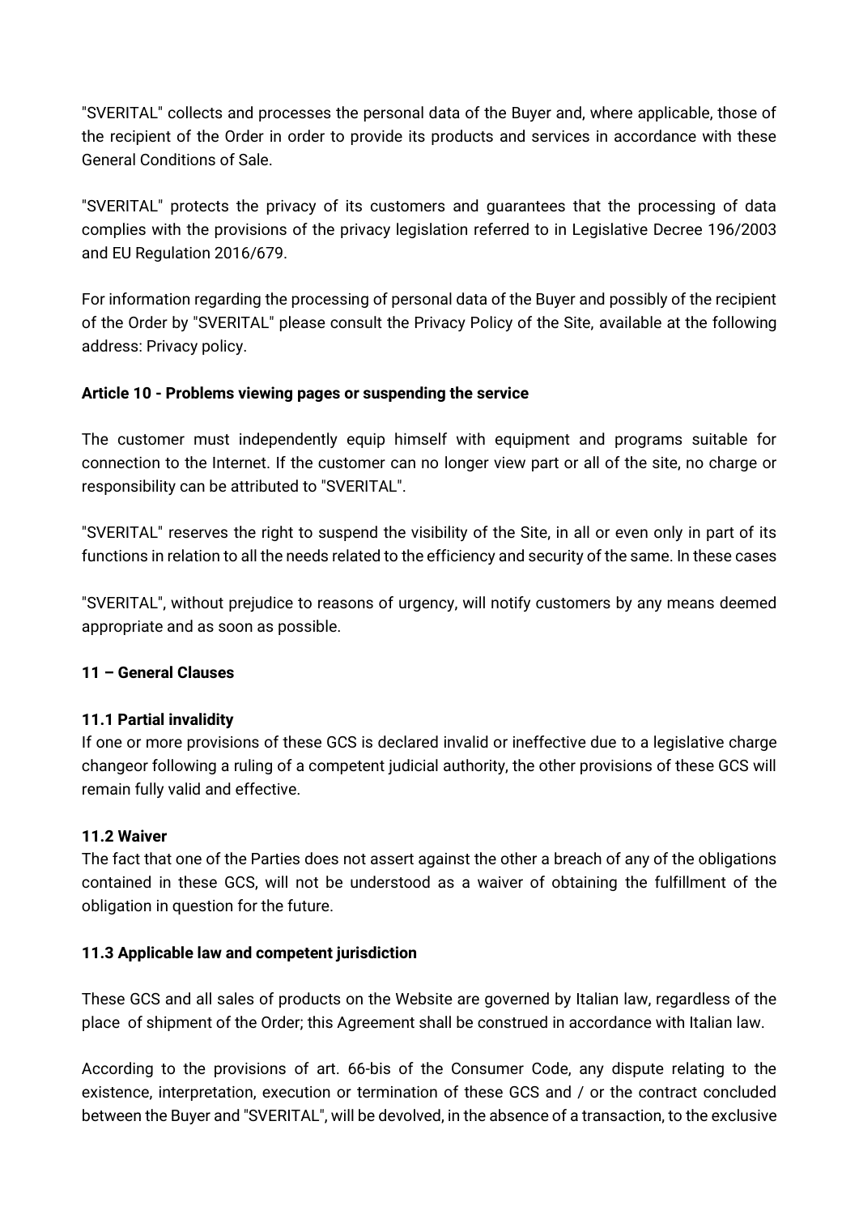"SVERITAL" collects and processes the personal data of the Buyer and, where applicable, those of the recipient of the Order in order to provide its products and services in accordance with these General Conditions of Sale.

"SVERITAL" protects the privacy of its customers and guarantees that the processing of data complies with the provisions of the privacy legislation referred to in Legislative Decree 196/2003 and EU Regulation 2016/679.

For information regarding the processing of personal data of the Buyer and possibly of the recipient of the Order by "SVERITAL" please consult the Privacy Policy of the Site, available at the following address: Privacy policy.

**Article 10 - Problems viewing pages or suspending the service**

The customer must independently equip himself with equipment and programs suitable for connection to the Internet. If the customer can no longer view part or all of the site, no charge or responsibility can be attributed to "SVERITAL".

"SVERITAL" reserves the right to suspend the visibility of the Site, in all or even only in part of its functions in relation to all the needs related to the efficiency and security of the same. In these cases

"SVERITAL", without prejudice to reasons of urgency, will notify customers by any means deemed appropriate and as soon as possible.

**11 – General Clauses**

**11.1 Partial invalidity**

If one or more provisions of these GCS is declared invalid or ineffective due to a legislative charge changeor following a ruling of a competent judicial authority, the other provisions of these GCS will remain fully valid and effective.

**11.2 Waiver**

The fact that one of the Parties does not assert against the other a breach of any of the obligations contained in these GCS, will not be understood as a waiver of obtaining the fulfillment of the obligation in question for the future.

**11.3 Applicable law and competent jurisdiction**

These GCS and all sales of products on the Website are governed by Italian law, regardless of the place of shipment of the Order; this Agreement shall be construed in accordance with Italian law.

According to the provisions of art. 66-bis of the Consumer Code, any dispute relating to the existence, interpretation, execution or termination of these GCS and / or the contract concluded between the Buyer and "SVERITAL", will be devolved, in the absence of a transaction, to the exclusive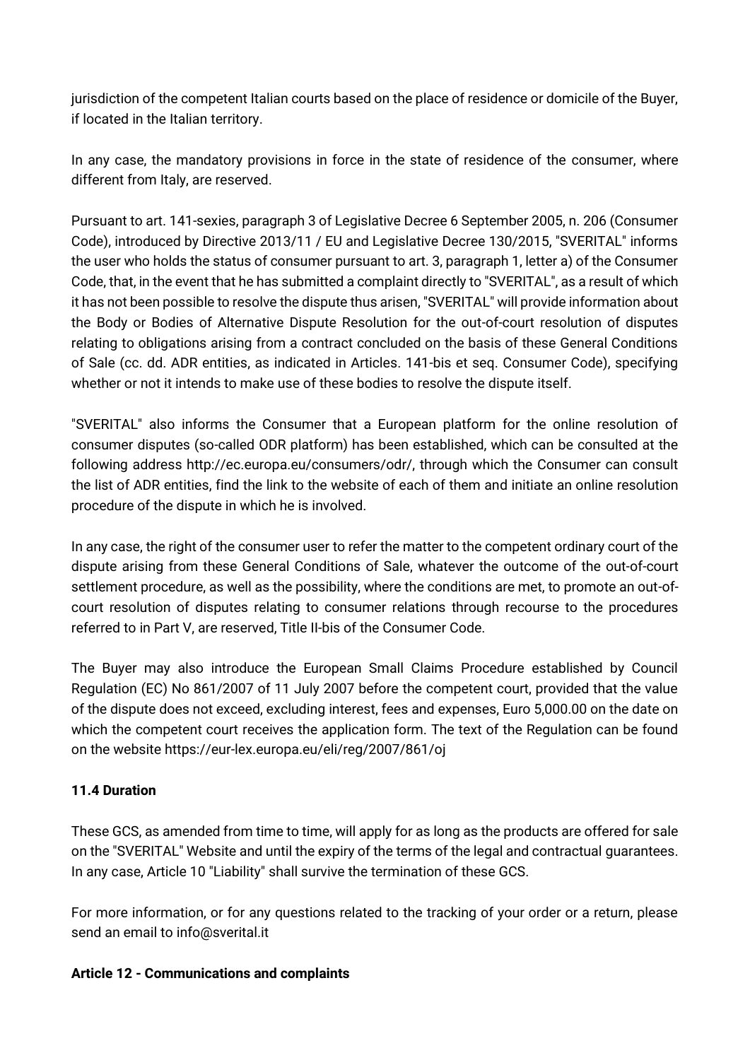jurisdiction of the competent Italian courts based on the place of residence or domicile of the Buyer, if located in the Italian territory.

In any case, the mandatory provisions in force in the state of residence of the consumer, where different from Italy, are reserved.

Pursuant to art. 141-sexies, paragraph 3 of Legislative Decree 6 September 2005, n. 206 (Consumer Code), introduced by Directive 2013/11 / EU and Legislative Decree 130/2015, "SVERITAL" informs the user who holds the status of consumer pursuant to art. 3, paragraph 1, letter a) of the Consumer Code, that, in the event that he has submitted a complaint directly to "SVERITAL", as a result of which it has not been possible to resolve the dispute thus arisen, "SVERITAL" will provide information about the Body or Bodies of Alternative Dispute Resolution for the out-of-court resolution of disputes relating to obligations arising from a contract concluded on the basis of these General Conditions of Sale (cc. dd. ADR entities, as indicated in Articles. 141-bis et seq. Consumer Code), specifying whether or not it intends to make use of these bodies to resolve the dispute itself.

"SVERITAL" also informs the Consumer that a European platform for the online resolution of consumer disputes (so-called ODR platform) has been established, which can be consulted at the following address http://ec.europa.eu/consumers/odr/, through which the Consumer can consult the list of ADR entities, find the link to the website of each of them and initiate an online resolution procedure of the dispute in which he is involved.

In any case, the right of the consumer user to refer the matter to the competent ordinary court of the dispute arising from these General Conditions of Sale, whatever the outcome of the out-of-court settlement procedure, as well as the possibility, where the conditions are met, to promote an out-of-court resolution of disputes relating to consumer relations through recourse to the procedures referred to in Part V, are reserved, Title II-bis of the Consumer Code.

The Buyer may also introduce the European Small Claims Procedure established by Council Regulation (EC) No 861/2007 of 11 July 2007 before the competent court, provided that the value of the dispute does not exceed, excluding interest, fees and expenses, Euro 5,000.00 on the date on which the competent court receives the application form. The text of the Regulation can be found on the website https://eur-lex.europa.eu/eli/reg/2007/861/oj

**11.4 Duration**

These GCS, as amended from time to time, will apply for as long as the products are offered for sale on the "SVERITAL" Website and until the expiry of the terms of the legal and contractual guarantees. In any case, Article 10 "Liability" shall survive the termination of these GCS.

For more information, or for any questions related to the tracking of your order or a return, please send an email to info@sverital.it

**Article 12 - Communications and complaints**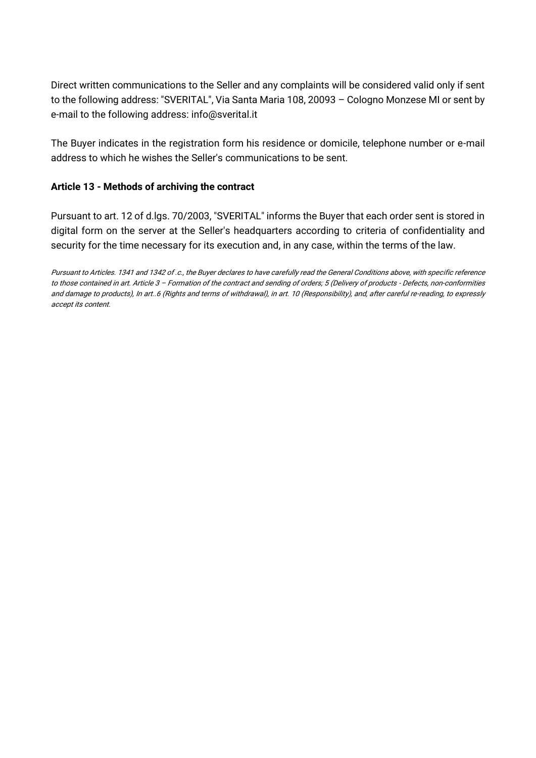Direct written communications to the Seller and any complaints will be considered valid only if sent to the following address: "SVERITAL", Via Santa Maria 108, 20093 – Cologno Monzese MI or sent by e-mail to the following address: info@sverital.it

The Buyer indicates in the registration form his residence or domicile, telephone number or e-mail address to which he wishes the Seller's communications to be sent.

**Article 13 - Methods of archiving the contract**

Pursuant to art. 12 of d.lgs. 70/2003, "SVERITAL" informs the Buyer that each order sent is stored in digital form on the server at the Seller's headquarters according to criteria of confidentiality and security for the time necessary for its execution and, in any case, within the terms of the law.

*Pursuant to Articles. 1341 and 1342 of .c., the Buyer declares to have carefully read the General Conditions above, with specific reference to those contained in art. Article 3 – Formation of the contract and sending of orders; 5 (Delivery of products - Defects, non-conformities and damage to products), In art..6 (Rights and terms of withdrawal), in art. 10 (Responsibility), and, after careful re-reading, to expressly accept its content.*